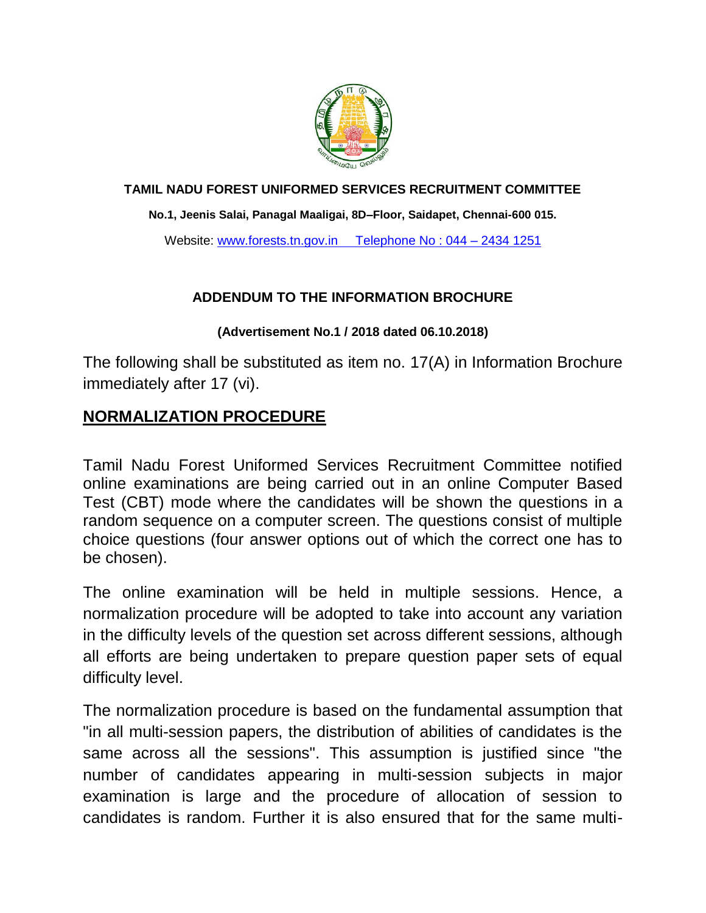**TAMIL NADU FOREST UNIFORMED SERVICES RECRUITMENT COMMITTEE**

**No.1, Jeenis Salai, Panagal Maaligai, 8D–Floor, Saidapet, Chennai-600 015.**

Website: www.forests.tn.gov.in Telephone No : 044 – 2434 1251

**ADDENDUM TO THE INFORMATION BROCHURE**

**(Advertisement No.1 / 2018 dated 06.10.2018)**

The following shall be substituted as item no. 17(A) in Information Brochure immediately after 17 (vi).

## NORMALIZATION PROCEDURE

Tamil Nadu Forest Uniformed Services Recruitment Committee notified online examinations are being carried out in an online Computer Based Test (CBT) mode where the candidates will be shown the questions in a random sequence on a computer screen. The questions consist of multiple choice questions (four answer options out of which the correct one has to be chosen).

The online examination will be held in multiple sessions. Hence, a normalization procedure will be adopted to take into account any variation in the difficulty levels of the question set across different sessions, although all efforts are being undertaken to prepare question paper sets of equal difficulty level.

The normalization procedure is based on the fundamental assumption that "in all multi-session papers, the distribution of abilities of candidates is the same across all the sessions". This assumption is justified since "the number of candidates appearing in multi-session subjects in major examination is large and the procedure of allocation of session to candidates is random. Further it is also ensured that for the same multi-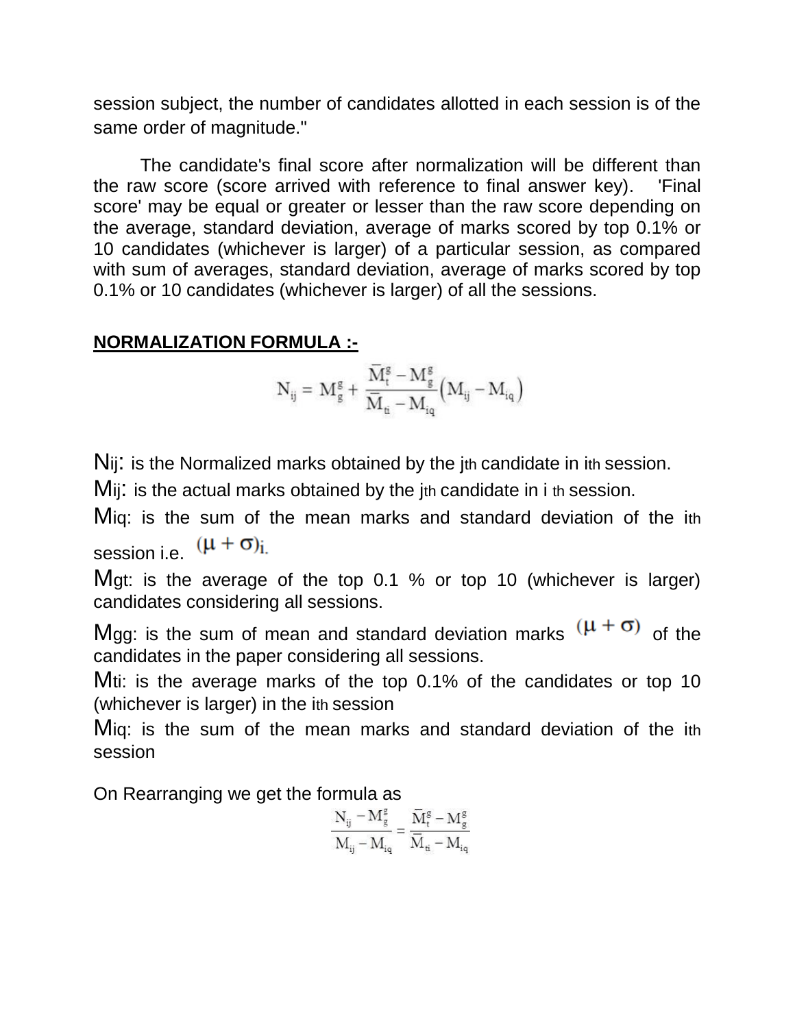session subject, the number of candidates allotted in each session is of the same order of magnitude."

The candidate's final score after normalization will be different than the raw score (score arrived with reference to final answer key). 'Final score' may be equal or greater or lesser than the raw score depending on the average, standard deviation, average of marks scored by top 0.1% or 10 candidates (whichever is larger) of a particular session, as compared with sum of averages, standard deviation, average of marks scored by top 0.1% or 10 candidates (whichever is larger) of all the sessions.

**NORMALIZATION FORMULA :-**

$$N_{ij} = M_g^g + \frac{\bar{M}_t^g - M_g^g}{\bar{M}_{ti} - M_{iq}}\left(M_{ij} - M_{iq}\right)$$

$N_{ij}$: is the Normalized marks obtained by the $j^{th}$ candidate in $i^{th}$ session.

$M_{ij}$: is the actual marks obtained by the $j^{th}$ candidate in $i^{th}$ session.

$M_{iq}$: is the sum of the mean marks and standard deviation of the $i^{th}$ session i.e. $(\mu + \sigma)_i$.

$M_{gt}$: is the average of the top 0.1 % or top 10 (whichever is larger) candidates considering all sessions.

$M_{gg}$: is the sum of mean and standard deviation marks $(\mu + \sigma)$ of the candidates in the paper considering all sessions.

$M_{ti}$: is the average marks of the top 0.1% of the candidates or top 10 (whichever is larger) in the $i^{th}$ session

$M_{iq}$: is the sum of the mean marks and standard deviation of the $i^{th}$ session

On Rearranging we get the formula as

$$\frac{N_{ij} - M_g^g}{M_{ij} - M_{iq}} = \frac{\bar{M}_t^g - M_g^g}{\bar{M}_{ti} - M_{iq}}$$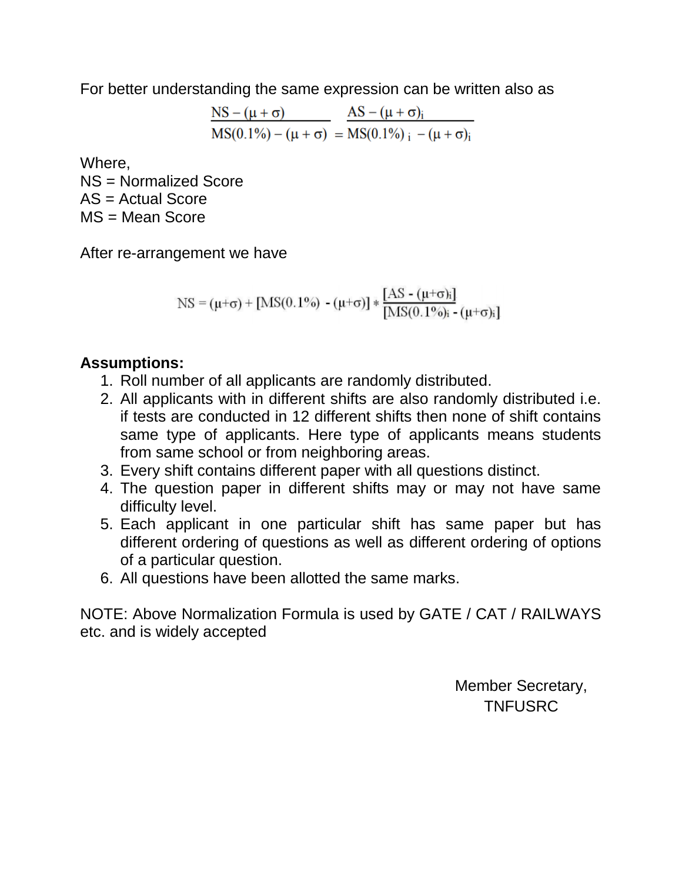For better understanding the same expression can be written also as

$$\frac{NS - (\mu + \sigma)}{MS(0.1\%) - (\mu + \sigma)} = \frac{AS - (\mu + \sigma)_i}{MS(0.1\%)_i - (\mu + \sigma)_i}$$

Where,
NS = Normalized Score
AS = Actual Score
MS = Mean Score

After re-arrangement we have

$$NS = (\mu+\sigma) + [MS(0.1\%) - (\mu+\sigma)] * \frac{[AS - (\mu+\sigma)_i]}{[MS(0.1\%)_i - (\mu+\sigma)_i]}$$

**Assumptions:**

1. Roll number of all applicants are randomly distributed.
2. All applicants with in different shifts are also randomly distributed i.e. if tests are conducted in 12 different shifts then none of shift contains same type of applicants. Here type of applicants means students from same school or from neighboring areas.
3. Every shift contains different paper with all questions distinct.
4. The question paper in different shifts may or may not have same difficulty level.
5. Each applicant in one particular shift has same paper but has different ordering of questions as well as different ordering of options of a particular question.
6. All questions have been allotted the same marks.

NOTE: Above Normalization Formula is used by GATE / CAT / RAILWAYS etc. and is widely accepted

Member Secretary,
TNFUSRC